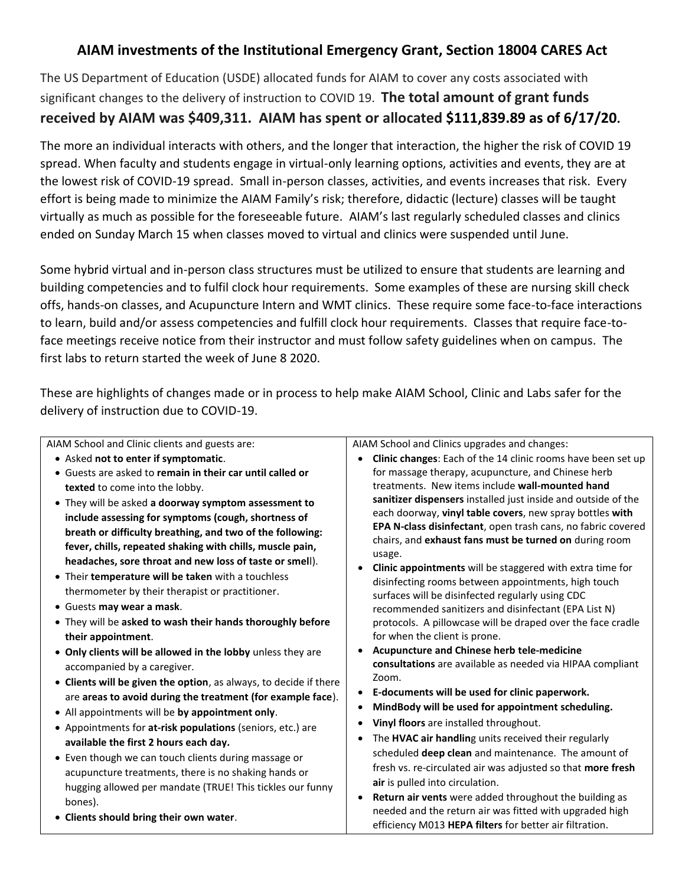# AIAM investments of the Institutional Emergency Grant, Section 18004 CARES Act

The US Department of Education (USDE) allocated funds for AIAM to cover any costs associated with significant changes to the delivery of instruction to COVID 19. **The total amount of grant funds received by AIAM was $409,311. AIAM has spent or allocated $111,839.89 as of 6/17/20.**

The more an individual interacts with others, and the longer that interaction, the higher the risk of COVID 19 spread. When faculty and students engage in virtual-only learning options, activities and events, they are at the lowest risk of COVID-19 spread. Small in-person classes, activities, and events increases that risk. Every effort is being made to minimize the AIAM Family's risk; therefore, didactic (lecture) classes will be taught virtually as much as possible for the foreseeable future. AIAM's last regularly scheduled classes and clinics ended on Sunday March 15 when classes moved to virtual and clinics were suspended until June.

Some hybrid virtual and in-person class structures must be utilized to ensure that students are learning and building competencies and to fulfil clock hour requirements. Some examples of these are nursing skill check offs, hands-on classes, and Acupuncture Intern and WMT clinics. These require some face-to-face interactions to learn, build and/or assess competencies and fulfill clock hour requirements. Classes that require face-to-face meetings receive notice from their instructor and must follow safety guidelines when on campus. The first labs to return started the week of June 8 2020.

These are highlights of changes made or in process to help make AIAM School, Clinic and Labs safer for the delivery of instruction due to COVID-19.

AIAM School and Clinic clients and guests are:

- Asked **not to enter if symptomatic**.
- Guests are asked to **remain in their car until called or texted** to come into the lobby.
- They will be asked **a doorway symptom assessment to include assessing for symptoms (cough, shortness of breath or difficulty breathing, and two of the following: fever, chills, repeated shaking with chills, muscle pain, headaches, sore throat and new loss of taste or smell**).
- Their **temperature will be taken** with a touchless thermometer by their therapist or practitioner.
- Guests **may wear a mask**.
- They will be **asked to wash their hands thoroughly before their appointment**.
- **Only clients will be allowed in the lobby** unless they are accompanied by a caregiver.
- **Clients will be given the option**, as always, to decide if there are **areas to avoid during the treatment (for example face**).
- All appointments will be **by appointment only**.
- Appointments for **at-risk populations** (seniors, etc.) are **available the first 2 hours each day.**
- Even though we can touch clients during massage or acupuncture treatments, there is no shaking hands or hugging allowed per mandate (TRUE! This tickles our funny bones).
- **Clients should bring their own water**.

AIAM School and Clinics upgrades and changes:

- **Clinic changes**: Each of the 14 clinic rooms have been set up for massage therapy, acupuncture, and Chinese herb treatments. New items include **wall-mounted hand sanitizer dispensers** installed just inside and outside of the each doorway, **vinyl table covers**, new spray bottles **with EPA N-class disinfectant**, open trash cans, no fabric covered chairs, and **exhaust fans must be turned on** during room usage.
- **Clinic appointments** will be staggered with extra time for disinfecting rooms between appointments, high touch surfaces will be disinfected regularly using CDC recommended sanitizers and disinfectant (EPA List N) protocols. A pillowcase will be draped over the face cradle for when the client is prone.
- **Acupuncture and Chinese herb tele-medicine consultations** are available as needed via HIPAA compliant Zoom.
- **E-documents will be used for clinic paperwork.**
- **MindBody will be used for appointment scheduling.**
- **Vinyl floors** are installed throughout.
- The **HVAC air handlin**g units received their regularly scheduled **deep clean** and maintenance. The amount of fresh vs. re-circulated air was adjusted so that **more fresh air** is pulled into circulation.
- **Return air vents** were added throughout the building as needed and the return air was fitted with upgraded high efficiency M013 **HEPA filters** for better air filtration.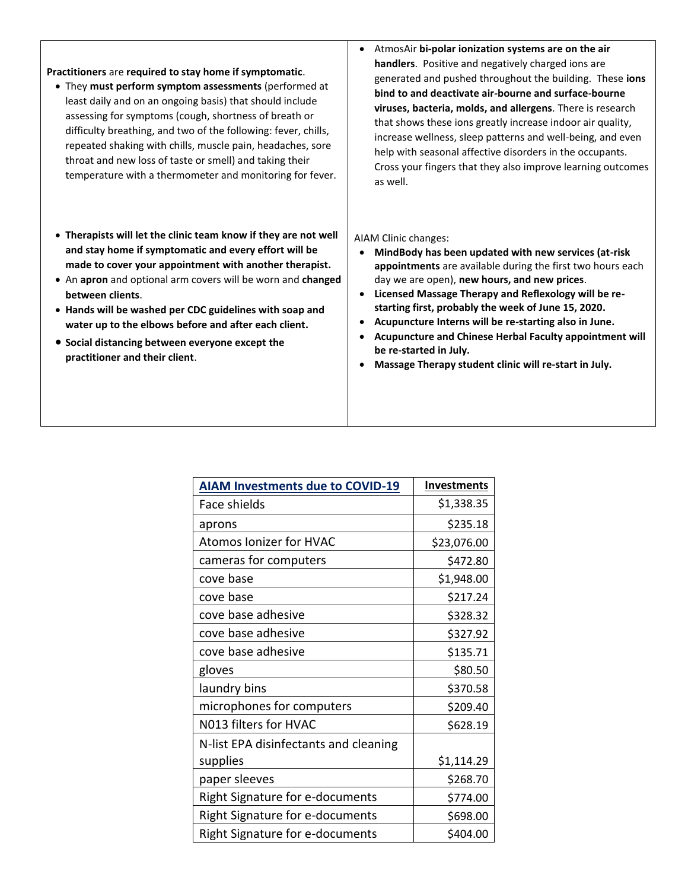**Practitioners** are **required to stay home if symptomatic**.

- They **must perform symptom assessments** (performed at least daily and on an ongoing basis) that should include assessing for symptoms (cough, shortness of breath or difficulty breathing, and two of the following: fever, chills, repeated shaking with chills, muscle pain, headaches, sore throat and new loss of taste or smell) and taking their temperature with a thermometer and monitoring for fever.

- **Therapists will let the clinic team know if they are not well and stay home if symptomatic and every effort will be made to cover your appointment with another therapist.**
- An **apron** and optional arm covers will be worn and **changed between clients**.
- **Hands will be washed per CDC guidelines with soap and water up to the elbows before and after each client.**
- **Social distancing between everyone except the practitioner and their client**.

- AtmosAir **bi-polar ionization systems are on the air handlers**. Positive and negatively charged ions are generated and pushed throughout the building. These **ions bind to and deactivate air-bourne and surface-bourne viruses, bacteria, molds, and allergens**. There is research that shows these ions greatly increase indoor air quality, increase wellness, sleep patterns and well-being, and even help with seasonal affective disorders in the occupants. Cross your fingers that they also improve learning outcomes as well.

AIAM Clinic changes:

- **MindBody has been updated with new services (at-risk appointments** are available during the first two hours each day we are open), **new hours, and new prices**.
- **Licensed Massage Therapy and Reflexology will be re-starting first, probably the week of June 15, 2020.**
- **Acupuncture Interns will be re-starting also in June.**
- **Acupuncture and Chinese Herbal Faculty appointment will be re-started in July.**
- **Massage Therapy student clinic will re-start in July.**

| AIAM Investments due to COVID-19 | Investments |
|---|---|
| Face shields | $1,338.35 |
| aprons | $235.18 |
| Atomos Ionizer for HVAC | $23,076.00 |
| cameras for computers | $472.80 |
| cove base | $1,948.00 |
| cove base | $217.24 |
| cove base adhesive | $328.32 |
| cove base adhesive | $327.92 |
| cove base adhesive | $135.71 |
| gloves | $80.50 |
| laundry bins | $370.58 |
| microphones for computers | $209.40 |
| N013 filters for HVAC | $628.19 |
| N-list EPA disinfectants and cleaning supplies | $1,114.29 |
| paper sleeves | $268.70 |
| Right Signature for e-documents | $774.00 |
| Right Signature for e-documents | $698.00 |
| Right Signature for e-documents | $404.00 |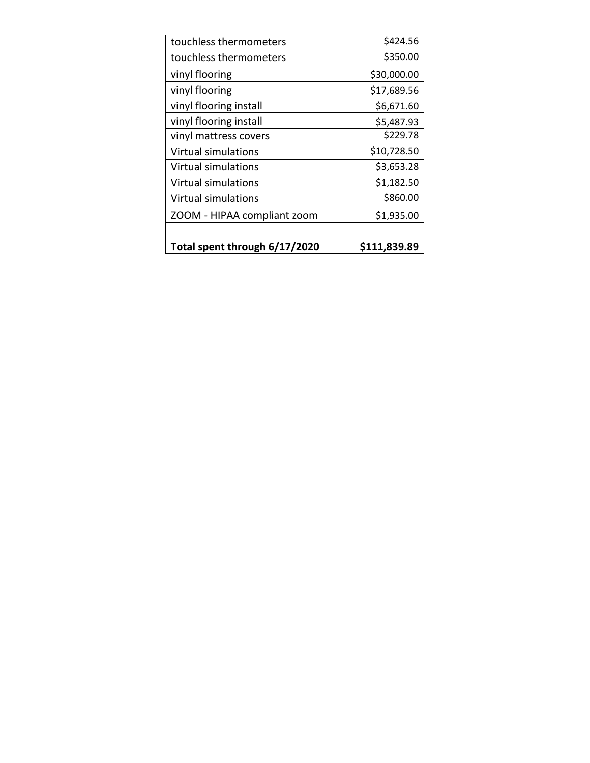| | |
|---|---|
| touchless thermometers | $424.56 |
| touchless thermometers | $350.00 |
| vinyl flooring | $30,000.00 |
| vinyl flooring | $17,689.56 |
| vinyl flooring install | $6,671.60 |
| vinyl flooring install | $5,487.93 |
| vinyl mattress covers | $229.78 |
| Virtual simulations | $10,728.50 |
| Virtual simulations | $3,653.28 |
| Virtual simulations | $1,182.50 |
| Virtual simulations | $860.00 |
| ZOOM - HIPAA compliant zoom | $1,935.00 |
| | |
| **Total spent through 6/17/2020** | **$111,839.89** |